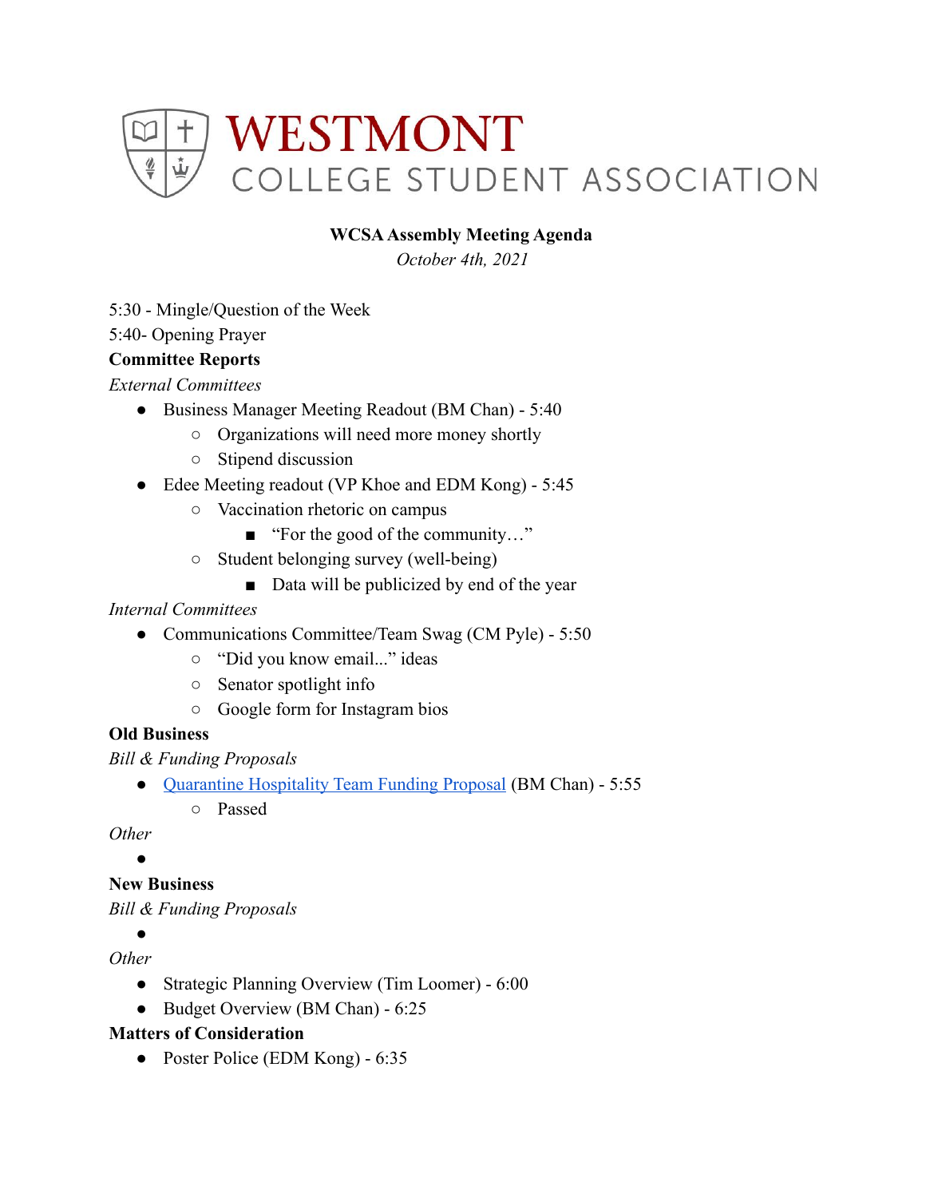# WESTMONT
## COLLEGE STUDENT ASSOCIATION

**WCSA Assembly Meeting Agenda**

*October 4th, 2021*

5:30 - Mingle/Question of the Week
5:40- Opening Prayer

**Committee Reports**

*External Committees*

- Business Manager Meeting Readout (BM Chan) - 5:40
  - Organizations will need more money shortly
  - Stipend discussion
- Edee Meeting readout (VP Khoe and EDM Kong) - 5:45
  - Vaccination rhetoric on campus
    - "For the good of the community…"
  - Student belonging survey (well-being)
    - Data will be publicized by end of the year

*Internal Committees*

- Communications Committee/Team Swag (CM Pyle) - 5:50
  - "Did you know email..." ideas
  - Senator spotlight info
  - Google form for Instagram bios

**Old Business**

*Bill & Funding Proposals*

- Quarantine Hospitality Team Funding Proposal (BM Chan) - 5:55
  - Passed

*Other*

- 

**New Business**

*Bill & Funding Proposals*

- 

*Other*

- Strategic Planning Overview (Tim Loomer) - 6:00
- Budget Overview (BM Chan) - 6:25

**Matters of Consideration**

- Poster Police (EDM Kong) - 6:35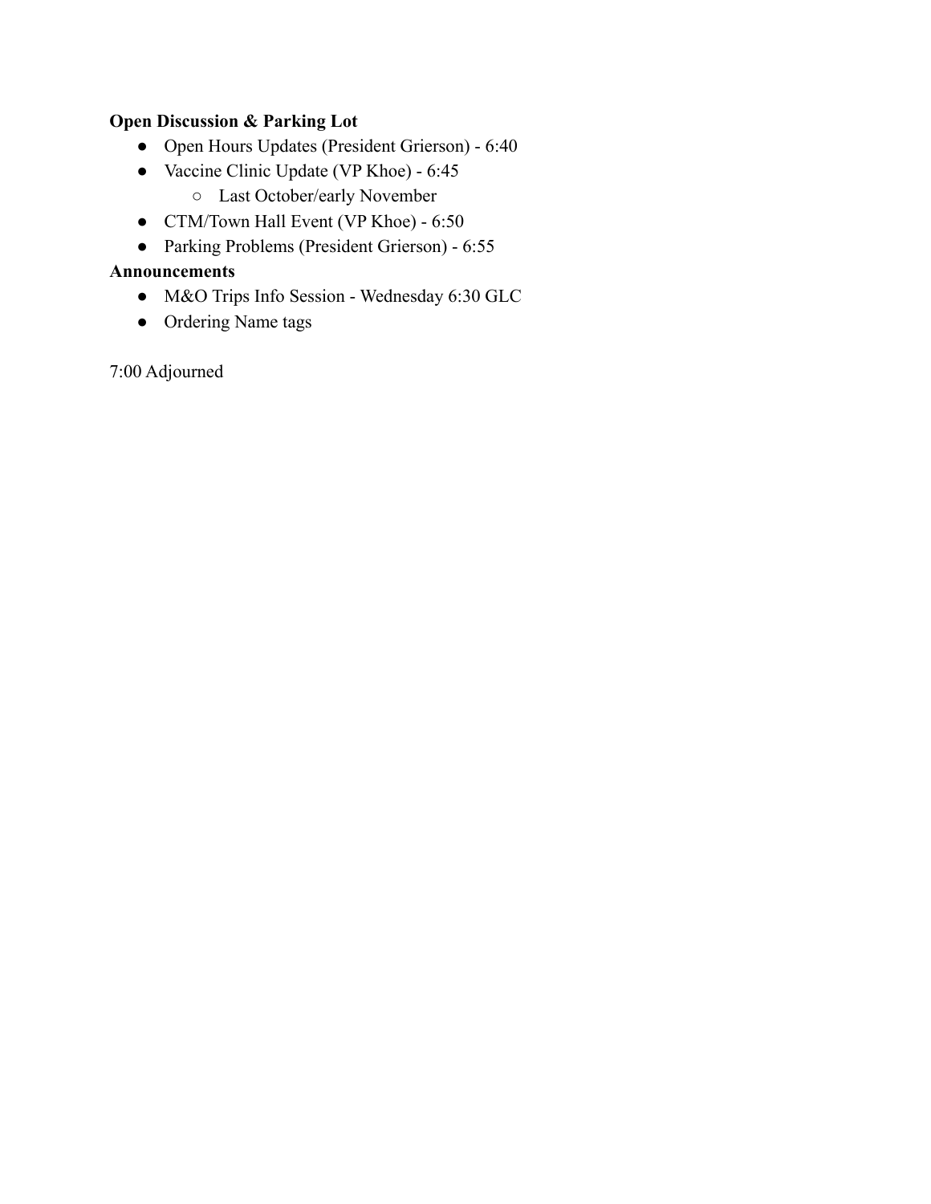**Open Discussion & Parking Lot**

- Open Hours Updates (President Grierson) - 6:40
- Vaccine Clinic Update (VP Khoe) - 6:45
    - Last October/early November
- CTM/Town Hall Event (VP Khoe) - 6:50
- Parking Problems (President Grierson) - 6:55

**Announcements**

- M&O Trips Info Session - Wednesday 6:30 GLC
- Ordering Name tags

7:00 Adjourned